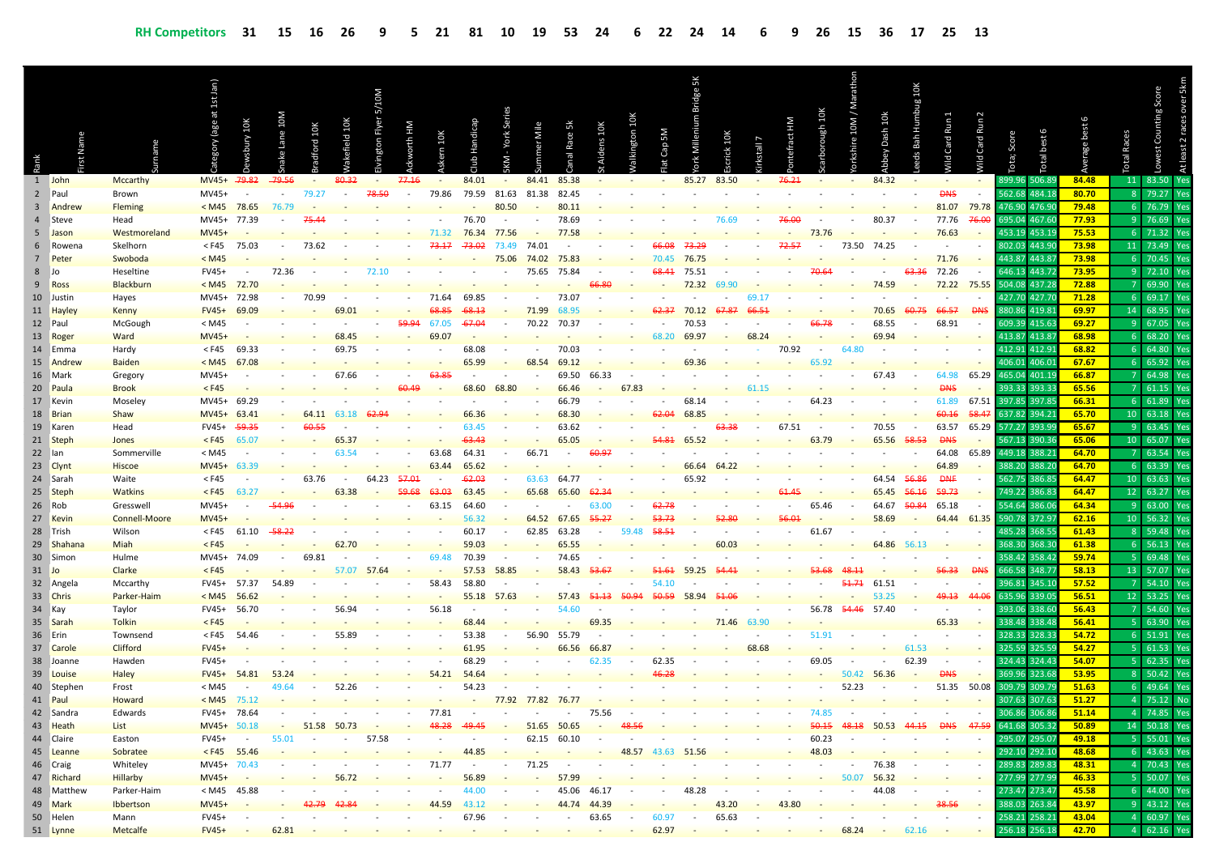| Rank | First Name | Surname | Category (age at 1st Jan) | Dewsbury 10K | Snake Lane 10M | Bradford 10K | Wakefield 10K | Elvington Flyer 5/10M | Ackworth HM | Askern 10K | Club Handicap | 5KM - York Series | Summer Mile | Canal Race 5k | St Aidens 10K | Walkington 10K | Flat Cap 5M | York Millennium Bridge 5K | Escrick 10K | Kirkstall 7 | Pontefract HM | Scarborough 10K | Yorkshire 10M / Marathon | Abbey Dash 10K | Leeds Bah Humbug 10K | Wild Card Run 1 | Wild Card Run 2 | Total Score | Total best 6 | Average best 6 | Total Races | Lowest Counting Score | At least 2 races over 5km |
|---|---|---|---|---|---|---|---|---|---|---|---|---|---|---|---|---|---|---|---|---|---|---|---|---|---|---|---|---|---|---|---|---|---|
| **RH Competitors** | | | | 31 | 15 | 16 | 26 | 9 | 5 | 21 | 81 | 10 | 19 | 53 | 24 | 6 | 22 | 24 | 14 | 6 | 9 | 26 | 15 | 36 | 17 | 25 | 13 | | | | | | |
| 1 | John | Mccarthy | MV45+ | ~~79.82~~ | ~~79.56~~ | - | ~~80.32~~ | - | ~~77.16~~ | - | 84.01 | - | 84.41 | 85.38 | - | - | - | 85.27 | 83.50 | - | ~~76.21~~ | - | - | 84.32 | - | - | - | 899.96 | 506.89 | 84.48 | 11 | 83.50 | Yes |
| 2 | Paul | Brown | MV45+ | - | - | 79.27 | - | ~~78.50~~ | - | 79.86 | 79.59 | 81.63 | 81.38 | 82.45 | - | - | - | - | - | - | - | - | - | - | - | ~~DNS~~ | - | 562.68 | 484.18 | 80.70 | 8 | 79.27 | Yes |
| 3 | Andrew | Fleming | < M45 | 78.65 | 76.79 | - | - | - | - | - | - | 80.50 | - | 80.11 | - | - | - | - | - | - | - | - | - | - | - | 81.07 | 79.78 | 476.90 | 476.90 | 79.48 | 6 | 76.79 | Yes |
| 4 | Steve | Head | MV45+ | 77.39 | - | ~~75.44~~ | - | - | - | - | 76.70 | - | - | 78.69 | - | - | - | - | 76.69 | - | ~~76.00~~ | - | - | 80.37 | - | 77.76 | ~~76.00~~ | 695.04 | 467.60 | 77.93 | 9 | 76.69 | Yes |
| 5 | Jason | Westmoreland | MV45+ | - | - | - | - | - | - | 71.32 | 76.34 | 77.56 | - | 77.58 | - | - | - | - | - | - | - | 73.76 | - | - | - | 76.63 | - | 453.19 | 453.19 | 75.53 | 6 | 71.32 | Yes |
| 6 | Rowena | Skelhorn | < F45 | 75.03 | - | 73.62 | - | - | - | ~~73.17~~ | ~~73.02~~ | 73.49 | 74.01 | - | - | - | ~~66.08~~ | ~~73.29~~ | - | - | ~~72.57~~ | - | 73.50 | 74.25 | - | - | - | 802.03 | 443.90 | 73.98 | 11 | 73.49 | Yes |
| 7 | Peter | Swoboda | < M45 | - | - | - | - | - | - | - | - | 75.06 | 74.02 | 75.83 | - | - | 70.45 | 76.75 | - | - | - | - | - | - | - | 71.76 | - | 443.87 | 443.87 | 73.98 | 6 | 70.45 | Yes |
| 8 | Jo | Heseltine | FV45+ | - | 72.36 | - | - | 72.10 | - | - | - | - | 75.65 | 75.84 | - | - | ~~68.41~~ | 75.51 | - | - | - | ~~70.64~~ | - | - | ~~63.36~~ | 72.26 | - | 646.13 | 443.72 | 73.95 | 9 | 72.10 | Yes |
| 9 | Ross | Blackburn | < M45 | 72.70 | - | - | - | - | - | - | - | - | - | - | ~~66.80~~ | - | - | 72.32 | 69.90 | - | - | - | - | 74.59 | - | 72.22 | 75.55 | 504.08 | 437.28 | 72.88 | 7 | 69.90 | Yes |
| 10 | Justin | Hayes | MV45+ | 72.98 | - | 70.99 | - | - | - | 71.64 | 69.85 | - | - | 73.07 | - | - | - | - | - | 69.17 | - | - | - | - | - | - | - | 427.70 | 427.70 | 71.28 | 6 | 69.17 | Yes |
| 11 | Hayley | Kenny | FV45+ | 69.09 | - | - | 69.01 | - | - | ~~68.85~~ | ~~68.13~~ | - | 71.99 | 68.95 | - | - | ~~62.37~~ | 70.12 | ~~67.87~~ | ~~66.51~~ | - | - | - | 70.65 | ~~60.75~~ | ~~66.57~~ | ~~DNS~~ | 880.86 | 419.81 | 69.97 | 14 | 68.95 | Yes |
| 12 | Paul | McGough | < M45 | - | - | - | - | - | ~~59.94~~ | 67.05 | ~~67.04~~ | - | 70.22 | 70.37 | - | - | - | 70.53 | - | - | - | ~~66.78~~ | - | 68.55 | - | 68.91 | - | 609.39 | 415.63 | 69.27 | 9 | 67.05 | Yes |
| 13 | Roger | Ward | MV45+ | - | - | - | 68.45 | - | - | 69.07 | - | - | - | - | - | - | 68.20 | 69.97 | - | 68.24 | - | - | - | 69.94 | - | - | - | 413.87 | 413.87 | 68.98 | 6 | 68.20 | Yes |
| 14 | Emma | Hardy | < F45 | 69.33 | - | - | 69.75 | - | - | - | 68.08 | - | - | 70.03 | - | - | - | - | - | - | 70.92 | - | 64.80 | - | - | - | - | 412.91 | 412.91 | 68.82 | 6 | 64.80 | Yes |
| 15 | Andrew | Baiden | < M45 | 67.08 | - | - | - | - | - | - | 65.99 | - | 68.54 | 69.12 | - | - | - | 69.36 | - | - | - | 65.92 | - | - | - | - | - | 406.01 | 406.01 | 67.67 | 6 | 65.92 | Yes |
| 16 | Mark | Gregory | MV45+ | - | - | - | 67.66 | - | - | ~~63.85~~ | - | - | - | 69.50 | 66.33 | - | - | - | - | - | - | - | - | 67.43 | - | 64.98 | 65.29 | 465.04 | 401.19 | 66.87 | 7 | 64.98 | Yes |
| 20 | Paula | Brook | < F45 | - | - | - | - | - | ~~60.49~~ | - | 68.60 | 68.80 | - | 66.46 | - | 67.83 | - | - | - | 61.15 | - | - | - | - | - | ~~DNS~~ | - | 393.33 | 393.33 | 65.56 | 6 | 61.15 | Yes |
| 17 | Kevin | Moseley | MV45+ | 69.29 | - | - | - | - | - | - | - | - | - | 66.79 | - | - | - | 68.14 | - | - | - | 64.23 | - | - | - | 61.89 | 67.51 | 397.85 | 397.85 | 66.31 | 6 | 61.89 | Yes |
| 18 | Brian | Shaw | MV45+ | 63.41 | - | 64.11 | 63.18 | ~~62.94~~ | - | - | 66.36 | - | - | 68.30 | - | - | ~~62.04~~ | 68.85 | - | - | - | - | - | - | - | ~~60.16~~ | ~~58.47~~ | 637.82 | 394.21 | 65.70 | 10 | 63.18 | Yes |
| 19 | Karen | Head | FV45+ | ~~59.35~~ | - | ~~60.55~~ | - | - | - | - | 63.45 | - | - | 63.62 | - | - | - | - | ~~63.38~~ | - | 67.51 | - | - | 70.55 | - | 63.57 | 65.29 | 577.27 | 393.99 | 65.67 | 9 | 63.45 | Yes |
| 21 | Steph | Jones | < F45 | 65.07 | - | - | 65.37 | - | - | - | ~~63.43~~ | - | - | 65.05 | - | - | ~~54.81~~ | 65.52 | - | - | - | 63.79 | - | 65.56 | ~~58.53~~ | ~~DNS~~ | - | 567.13 | 390.36 | 65.06 | 10 | 65.07 | Yes |
| 22 | Ian | Sommerville | < M45 | - | - | - | 63.54 | - | - | 63.68 | 64.31 | - | 66.71 | - | ~~60.97~~ | - | - | - | - | - | - | - | - | - | - | 64.08 | 65.89 | 449.18 | 388.21 | 64.70 | 7 | 63.54 | Yes |
| 23 | Clynt | Hiscoe | MV45+ | 63.39 | - | - | - | - | - | 63.44 | 65.62 | - | - | - | - | - | - | 66.64 | 64.22 | - | - | - | - | - | - | 64.89 | - | 388.20 | 388.20 | 64.70 | 6 | 63.39 | Yes |
| 24 | Sarah | Waite | < F45 | - | - | 63.76 | - | 64.23 | ~~57.01~~ | - | ~~62.03~~ | - | 63.63 | 64.77 | - | - | - | 65.92 | - | - | - | - | - | 64.54 | ~~56.86~~ | 64.93 | - | 562.75 | 386.85 | 64.47 | 10 | 63.63 | Yes |
| 25 | Steph | Watkins | < F45 | 63.27 | - | - | 63.38 | - | ~~59.68~~ | ~~63.03~~ | 63.45 | - | 65.68 | 65.60 | ~~62.34~~ | - | - | - | - | - | ~~61.45~~ | - | - | 65.45 | ~~56.16~~ | ~~59.73~~ | - | 749.22 | 386.83 | 64.47 | 12 | 63.27 | Yes |
| 26 | Rob | Gresswell | MV45+ | - | ~~54.96~~ | - | - | - | - | 63.15 | 64.60 | - | - | - | 63.00 | - | ~~62.78~~ | - | - | - | - | 65.46 | - | 64.67 | ~~50.84~~ | 65.18 | - | 554.64 | 386.00 | 64.34 | 9 | 63.00 | Yes |
| 27 | Kevin | Connell-Moore | MV45+ | - | - | - | - | - | - | - | 56.32 | - | 64.52 | 67.65 | ~~55.27~~ | - | ~~53.73~~ | - | ~~52.80~~ | - | ~~56.01~~ | - | - | 58.69 | - | 64.44 | 61.35 | 590.78 | 372.97 | 62.16 | 10 | 56.32 | Yes |
| 28 | Trish | Wilson | < F45 | 61.10 | ~~58.22~~ | - | - | - | - | - | 60.17 | - | 62.85 | 63.28 | - | 59.48 | ~~58.51~~ | - | - | - | - | 61.67 | - | - | - | - | - | 485.28 | 368.55 | 61.43 | 8 | 59.48 | Yes |
| 29 | Shahana | Miah | < F45 | - | - | - | 62.70 | - | - | - | 59.03 | - | - | 65.55 | - | - | - | - | 60.03 | - | - | - | - | 64.86 | 56.13 | - | - | 368.30 | 368.30 | 61.38 | 6 | 56.13 | Yes |
| 30 | Simon | Hulme | MV45+ | 74.09 | - | 69.81 | - | - | - | 69.48 | 70.39 | - | - | 74.65 | - | - | - | - | - | - | - | - | - | - | - | - | - | 358.42 | 358.42 | 59.74 | 5 | 69.48 | Yes |
| 31 | Jo | Clarke | < F45 | - | - | - | 57.07 | 57.64 | - | - | 57.53 | 58.85 | - | 58.43 | ~~53.67~~ | - | ~~51.61~~ | 59.25 | ~~54.41~~ | - | - | ~~53.68~~ | ~~48.11~~ | - | - | ~~56.33~~ | ~~DNS~~ | 666.58 | 348.77 | 58.13 | 13 | 57.07 | Yes |
| 32 | Angela | Mccarthy | FV45+ | 57.37 | 54.89 | - | - | - | - | 58.43 | 58.80 | - | - | - | - | - | 54.10 | - | - | - | - | - | ~~51.71~~ | 61.51 | - | - | - | 396.81 | 345.10 | 57.52 | 7 | 54.10 | Yes |
| 33 | Chris | Parker-Haim | < M45 | 56.62 | - | - | - | - | - | - | 55.18 | 57.63 | - | 57.43 | ~~51.13~~ | ~~50.94~~ | ~~50.59~~ | 58.94 | ~~51.06~~ | - | - | - | - | 53.25 | - | ~~49.13~~ | ~~44.06~~ | 635.96 | 339.05 | 56.51 | 12 | 53.25 | Yes |
| 34 | Kay | Taylor | FV45+ | 56.70 | - | - | 56.94 | - | - | 56.18 | - | - | - | 54.60 | - | - | - | - | - | - | - | 56.78 | ~~54.46~~ | 57.40 | - | - | - | 393.06 | 338.60 | 56.43 | 7 | 54.60 | Yes |
| 35 | Sarah | Tolkin | < F45 | - | - | - | - | - | - | - | 68.44 | - | - | - | 69.35 | - | - | - | 71.46 | 63.90 | - | - | - | - | - | 65.33 | - | 338.48 | 338.48 | 56.41 | 5 | 63.90 | Yes |
| 36 | Erin | Townsend | < F45 | 54.46 | - | - | 55.89 | - | - | - | 53.38 | - | 56.90 | 55.79 | - | - | - | - | - | - | - | 51.91 | - | - | - | - | - | 328.33 | 328.33 | 54.72 | 6 | 51.91 | Yes |
| 37 | Carole | Clifford | FV45+ | - | - | - | - | - | - | - | 61.95 | - | - | 66.56 | 66.87 | - | - | - | - | 68.68 | - | - | - | - | 61.53 | - | - | 325.59 | 325.59 | 54.27 | 5 | 61.53 | Yes |
| 38 | Joanne | Hawden | FV45+ | - | - | - | - | - | - | - | 68.29 | - | - | - | 62.35 | - | 62.35 | - | - | - | - | 69.05 | - | - | 62.39 | - | - | 324.43 | 324.43 | 54.07 | 5 | 62.35 | Yes |
| 39 | Louise | Haley | FV45+ | 54.81 | 53.24 | - | - | - | - | 54.21 | 54.64 | - | - | - | - | - | ~~46.28~~ | - | - | - | - | - | 50.42 | 56.36 | - | ~~DNS~~ | - | 369.96 | 323.68 | 53.95 | 8 | 50.42 | Yes |
| 40 | Stephen | Frost | < M45 | - | 49.64 | - | 52.26 | - | - | - | 54.23 | - | - | - | - | - | - | - | - | - | - | - | 52.23 | - | - | 51.35 | 50.08 | 309.79 | 309.79 | 51.63 | 6 | 49.64 | Yes |
| 41 | Paul | Howard | < M45 | 75.12 | - | - | - | - | - | - | - | 77.92 | 77.82 | 76.77 | - | - | - | - | - | - | - | - | - | - | - | - | - | 307.63 | 307.63 | 51.27 | 4 | 75.12 | No |
| 42 | Sandra | Edwards | FV45+ | 78.64 | - | - | - | - | - | 77.81 | - | - | - | - | 75.56 | - | - | - | - | - | - | 74.85 | - | - | - | - | - | 306.86 | 306.86 | 51.14 | 4 | 74.85 | Yes |
| 43 | Heath | List | MV45+ | 50.18 | - | 51.58 | 50.73 | - | - | ~~48.28~~ | ~~49.45~~ | - | 51.65 | 50.65 | - | ~~48.56~~ | - | - | - | - | - | ~~50.15~~ | ~~48.18~~ | 50.53 | ~~44.15~~ | ~~DNS~~ | ~~47.59~~ | 641.68 | 305.32 | 50.89 | 14 | 50.18 | Yes |
| 44 | Claire | Easton | FV45+ | - | 55.01 | - | - | 57.58 | - | - | - | - | 62.15 | 60.10 | - | - | - | - | - | - | - | 60.23 | - | - | - | - | - | 295.07 | 295.07 | 49.18 | 5 | 55.01 | Yes |
| 45 | Leanne | Sobratee | < F45 | 55.46 | - | - | - | - | - | - | 44.85 | - | - | - | - | 48.57 | 43.63 | 51.56 | - | - | - | 48.03 | - | - | - | - | - | 292.10 | 292.10 | 48.68 | 6 | 43.63 | Yes |
| 46 | Craig | Whiteley | MV45+ | 70.43 | - | - | - | - | - | 71.77 | - | - | 71.25 | - | - | - | - | - | - | - | - | - | - | 76.38 | - | - | - | 289.83 | 289.83 | 48.31 | 4 | 70.43 | Yes |
| 47 | Richard | Hillarby | MV45+ | - | - | - | 56.72 | - | - | - | 56.89 | - | - | 57.99 | - | - | - | - | - | - | - | - | 50.07 | 56.32 | - | - | - | 277.99 | 277.99 | 46.33 | 5 | 50.07 | Yes |
| 48 | Matthew | Parker-Haim | < M45 | 45.88 | - | - | - | - | - | - | 44.00 | - | - | 45.06 | 46.17 | - | - | 48.28 | - | - | - | - | - | 44.08 | - | - | - | 273.47 | 273.47 | 45.58 | 6 | 44.00 | Yes |
| 49 | Mark | Ibbertson | MV45+ | - | - | ~~42.79~~ | ~~42.84~~ | - | - | 44.59 | 43.12 | - | - | 44.74 | 44.39 | - | - | - | 43.20 | - | 43.80 | - | - | - | - | ~~38.56~~ | - | 388.03 | 263.84 | 43.97 | 9 | 43.12 | Yes |
| 50 | Helen | Mann | FV45+ | - | - | - | - | - | - | - | 67.96 | - | - | - | 63.65 | - | 60.97 | - | 65.63 | - | - | - | - | - | - | - | - | 258.21 | 258.21 | 43.04 | 4 | 60.97 | Yes |
| 51 | Lynne | Metcalfe | FV45+ | - | 62.81 | - | - | - | - | - | - | - | - | - | - | - | 62.97 | - | - | - | - | - | 68.24 | - | 62.16 | - | - | 256.18 | 256.18 | 42.70 | 4 | 62.16 | Yes |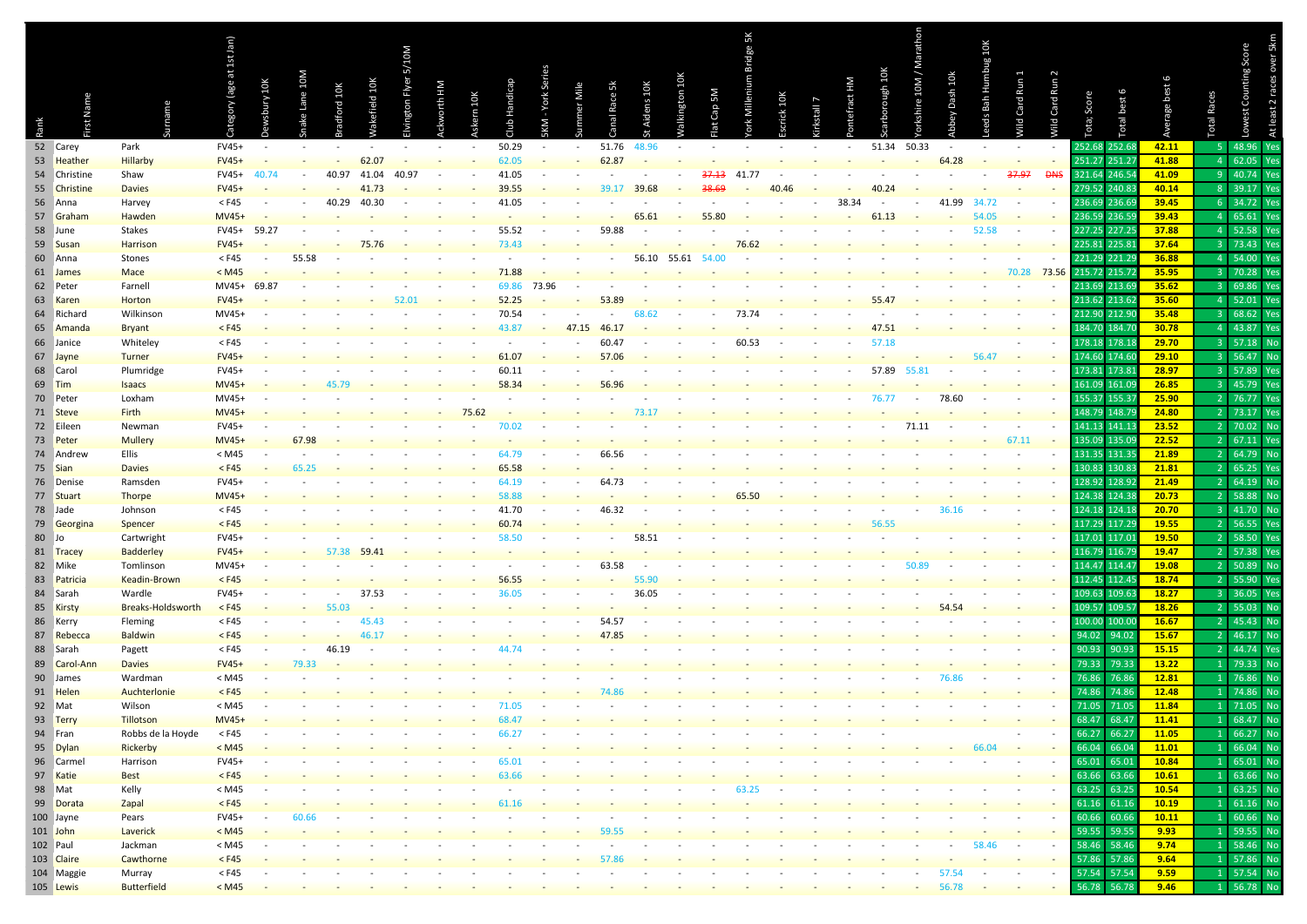| Rank | First Name | Surname | Category (age at 1st Jan) | Dewsbury 10K | Snake Lane 10M | Bradford 10K | Wakefield 10K | Elvington Flyer 5/10M | Ackworth HM | Askern 10K | Club Handicap | 5KM - York Series | Summer Mile | Canal Race 5k | St Aidens 10K | Walkington 10K | Flat Cap 5M | York Millenium Bridge 5K | Escrick 10K | Kirkstall 7 | Pontefract HM | Scarborough 10K | Yorkshire 10M / Marathon | Abbey Dash 10K | Leeds Bah Humbug 10K | Wild Card Run 1 | Wild Card Run 2 | Total Score | Total best 6 | Average best 6 | Total Races | Lowest Counting Score | At least 2 races over 5km |
|---|---|---|---|---|---|---|---|---|---|---|---|---|---|---|---|---|---|---|---|---|---|---|---|---|---|---|---|---|---|---|---|---|---|
| 52 | Carey | Park | FV45+ | - | - | - | - | - | - | - | 50.29 | - | - | 51.76 | 48.96 | - | - | - | - | - | - | 51.34 | 50.33 | - | - | - | - | 252.68 | 252.68 | 42.11 | 5 | 48.96 | Yes |
| 53 | Heather | Hillarby | FV45+ | - | - | - | 62.07 | - | - | - | 62.05 | - | - | 62.87 | - | - | - | - | - | - | - | - | - | 64.28 | - | - | - | 251.27 | 251.27 | 41.88 | 4 | 62.05 | Yes |
| 54 | Christine | Shaw | FV45+ | 40.74 | - | 40.97 | 41.04 | 40.97 | - | - | 41.05 | - | - | - | - | - | ~~37.13~~ | 41.77 | - | - | - | - | - | - | - | ~~37.97~~ | ~~DNS~~ | 321.64 | 246.54 | 41.09 | 9 | 40.74 | Yes |
| 55 | Christine | Davies | FV45+ | - | - | - | 41.73 | - | - | - | 39.55 | - | - | - | 39.17 | 39.68 | ~~38.69~~ | - | 40.46 | - | - | 40.24 | - | - | - | - | - | 279.52 | 240.83 | 40.14 | 8 | 39.17 | Yes |
| 56 | Anna | Harvey | < F45 | - | - | 40.29 | 40.30 | - | - | - | 41.05 | - | - | - | - | - | - | - | - | - | 38.34 | - | - | 41.99 | 34.72 | - | - | 236.69 | 236.69 | 39.45 | 6 | 34.72 | Yes |
| 57 | Graham | Hawden | MV45+ | - | - | - | - | - | - | - | - | - | - | - | 65.61 | - | 55.80 | - | - | - | - | 61.13 | - | - | 54.05 | - | - | 236.59 | 236.59 | 39.43 | 4 | 65.61 | Yes |
| 58 | June | Stakes | FV45+ | 59.27 | - | - | - | - | - | - | 55.52 | - | - | 59.88 | - | - | - | - | - | - | - | - | - | - | 52.58 | - | - | 227.25 | 227.25 | 37.88 | 4 | 52.58 | Yes |
| 59 | Susan | Harrison | FV45+ | - | - | - | 75.76 | - | - | - | 73.43 | - | - | - | - | - | - | 76.62 | - | - | - | - | - | - | - | - | - | 225.81 | 225.81 | 37.64 | 3 | 73.43 | Yes |
| 60 | Anna | Stones | < F45 | - | 55.58 | - | - | - | - | - | - | - | - | - | 56.10 | 55.61 | 54.00 | - | - | - | - | - | - | - | - | - | - | 221.29 | 221.29 | 36.88 | 4 | 54.00 | Yes |
| 61 | James | Mace | < M45 | - | - | - | - | - | - | - | 71.88 | - | - | - | - | - | - | - | - | - | - | - | - | - | - | 70.28 | 73.56 | 215.72 | 215.72 | 35.95 | 3 | 70.28 | Yes |
| 62 | Peter | Farnell | MV45+ | 69.87 | - | - | - | - | - | - | 69.86 | 73.96 | - | - | - | - | - | - | - | - | - | - | - | - | - | - | - | 213.69 | 213.69 | 35.62 | 3 | 69.86 | Yes |
| 63 | Karen | Horton | FV45+ | - | - | - | - | 52.01 | - | - | 52.25 | - | - | 53.89 | - | - | - | - | - | - | - | 55.47 | - | - | - | - | - | 213.62 | 213.62 | 35.60 | 4 | 52.01 | Yes |
| 64 | Richard | Wilkinson | MV45+ | - | - | - | - | - | - | - | 70.54 | - | - | - | 68.62 | - | - | 73.74 | - | - | - | - | - | - | - | - | - | 212.90 | 212.90 | 35.48 | 3 | 68.62 | Yes |
| 65 | Amanda | Bryant | < F45 | - | - | - | - | - | - | - | 43.87 | - | 47.15 | 46.17 | - | - | - | - | - | - | - | 47.51 | - | - | - | - | - | 184.70 | 184.70 | 30.78 | 4 | 43.87 | Yes |
| 66 | Janice | Whiteley | < F45 | - | - | - | - | - | - | - | - | - | - | 60.47 | - | - | - | 60.53 | - | - | - | 57.18 | - | - | - | - | - | 178.18 | 178.18 | 29.70 | 3 | 57.18 | No |
| 67 | Jayne | Turner | FV45+ | - | - | - | - | - | - | - | 61.07 | - | - | 57.06 | - | - | - | - | - | - | - | - | - | - | 56.47 | - | - | 174.60 | 174.60 | 29.10 | 3 | 56.47 | No |
| 68 | Carol | Plumridge | FV45+ | - | - | - | - | - | - | - | 60.11 | - | - | - | - | - | - | - | - | - | - | 57.89 | 55.81 | - | - | - | - | 173.81 | 173.81 | 28.97 | 3 | 57.89 | Yes |
| 69 | Tim | Isaacs | MV45+ | - | - | 45.79 | - | - | - | - | 58.34 | - | - | 56.96 | - | - | - | - | - | - | - | - | - | - | - | - | - | 161.09 | 161.09 | 26.85 | 3 | 45.79 | Yes |
| 70 | Peter | Loxham | MV45+ | - | - | - | - | - | - | - | - | - | - | - | - | - | - | - | - | - | - | 76.77 | - | 78.60 | - | - | - | 155.37 | 155.37 | 25.90 | 2 | 76.77 | Yes |
| 71 | Steve | Firth | MV45+ | - | - | - | - | - | - | 75.62 | - | - | - | - | 73.17 | - | - | - | - | - | - | - | - | - | - | - | - | 148.79 | 148.79 | 24.80 | 2 | 73.17 | Yes |
| 72 | Eileen | Newman | FV45+ | - | - | - | - | - | - | - | 70.02 | - | - | - | - | - | - | - | - | - | - | - | 71.11 | - | - | - | - | 141.13 | 141.13 | 23.52 | 2 | 70.02 | No |
| 73 | Peter | Mullery | MV45+ | - | 67.98 | - | - | - | - | - | - | - | - | - | - | - | - | - | - | - | - | - | - | - | - | 67.11 | - | 135.09 | 135.09 | 22.52 | 2 | 67.11 | Yes |
| 74 | Andrew | Ellis | < M45 | - | - | - | - | - | - | - | 64.79 | - | - | 66.56 | - | - | - | - | - | - | - | - | - | - | - | - | - | 131.35 | 131.35 | 21.89 | 2 | 64.79 | Yes |
| 75 | Sian | Davies | < F45 | - | 65.25 | - | - | - | - | - | 65.58 | - | - | - | - | - | - | - | - | - | - | - | - | - | - | - | - | 130.83 | 130.83 | 21.81 | 2 | 65.25 | Yes |
| 76 | Denise | Ramsden | FV45+ | - | - | - | - | - | - | - | 64.19 | - | - | 64.73 | - | - | - | - | - | - | - | - | - | - | - | - | - | 128.92 | 128.92 | 21.49 | 2 | 64.19 | No |
| 77 | Stuart | Thorpe | MV45+ | - | - | - | - | - | - | - | 58.88 | - | - | - | - | - | - | 65.50 | - | - | - | - | - | - | - | - | - | 124.38 | 124.38 | 20.73 | 2 | 58.88 | No |
| 78 | Jade | Johnson | < F45 | - | - | - | - | - | - | - | 41.70 | - | - | 46.32 | - | - | - | - | - | - | - | - | - | 36.16 | - | - | - | 124.18 | 124.18 | 20.70 | 3 | 41.70 | No |
| 79 | Georgina | Spencer | < F45 | - | - | - | - | - | - | - | 60.74 | - | - | - | - | - | - | - | - | - | - | 56.55 | - | - | - | - | - | 117.29 | 117.29 | 19.55 | 2 | 56.55 | Yes |
| 80 | Jo | Cartwright | FV45+ | - | - | - | - | - | - | - | 58.50 | - | - | - | 58.51 | - | - | - | - | - | - | - | - | - | - | - | - | 117.01 | 117.01 | 19.50 | 2 | 58.50 | Yes |
| 81 | Tracey | Badderley | FV45+ | - | - | 57.38 | 59.41 | - | - | - | - | - | - | - | - | - | - | - | - | - | - | - | - | - | - | - | - | 116.79 | 116.79 | 19.47 | 2 | 57.38 | Yes |
| 82 | Mike | Tomlinson | MV45+ | - | - | - | - | - | - | - | - | - | - | 63.58 | - | - | - | - | - | - | - | - | 50.89 | - | - | - | - | 114.47 | 114.47 | 19.08 | 2 | 50.89 | No |
| 83 | Patricia | Keadin-Brown | < F45 | - | - | - | - | - | - | - | 56.55 | - | - | - | 55.90 | - | - | - | - | - | - | - | - | - | - | - | - | 112.45 | 112.45 | 18.74 | 2 | 55.90 | Yes |
| 84 | Sarah | Wardle | FV45+ | - | - | - | 37.53 | - | - | - | 36.05 | - | - | - | 36.05 | - | - | - | - | - | - | - | - | - | - | - | - | 109.63 | 109.63 | 18.27 | 3 | 36.05 | Yes |
| 85 | Kirsty | Breaks-Holdsworth | < F45 | - | - | 55.03 | - | - | - | - | - | - | - | - | - | - | - | - | - | - | - | - | - | 54.54 | - | - | - | 109.57 | 109.57 | 18.26 | 2 | 55.03 | No |
| 86 | Kerry | Fleming | < F45 | - | - | - | 45.43 | - | - | - | - | - | - | 54.57 | - | - | - | - | - | - | - | - | - | - | - | - | - | 100.00 | 100.00 | 16.67 | 2 | 45.43 | No |
| 87 | Rebecca | Baldwin | < F45 | - | - | - | 46.17 | - | - | - | - | - | - | 47.85 | - | - | - | - | - | - | - | - | - | - | - | - | - | 94.02 | 94.02 | 15.67 | 2 | 46.17 | No |
| 88 | Sarah | Pagett | < F45 | - | - | 46.19 | - | - | - | - | 44.74 | - | - | - | - | - | - | - | - | - | - | - | - | - | - | - | - | 90.93 | 90.93 | 15.15 | 2 | 44.74 | Yes |
| 89 | Carol-Ann | Davies | FV45+ | - | 79.33 | - | - | - | - | - | - | - | - | - | - | - | - | - | - | - | - | - | - | - | - | - | - | 79.33 | 79.33 | 13.22 | 1 | 79.33 | No |
| 90 | James | Wardman | < M45 | - | - | - | - | - | - | - | - | - | - | - | - | - | - | - | - | - | - | - | - | 76.86 | - | - | - | 76.86 | 76.86 | 12.81 | 1 | 76.86 | No |
| 91 | Helen | Auchterlonie | < F45 | - | - | - | - | - | - | - | - | - | - | 74.86 | - | - | - | - | - | - | - | - | - | - | - | - | - | 74.86 | 74.86 | 12.48 | 1 | 74.86 | No |
| 92 | Mat | Wilson | < M45 | - | - | - | - | - | - | - | 71.05 | - | - | - | - | - | - | - | - | - | - | - | - | - | - | - | - | 71.05 | 71.05 | 11.84 | 1 | 71.05 | No |
| 93 | Terry | Tillotson | MV45+ | - | - | - | - | - | - | - | 68.47 | - | - | - | - | - | - | - | - | - | - | - | - | - | - | - | - | 68.47 | 68.47 | 11.41 | 1 | 68.47 | No |
| 94 | Fran | Robbs de la Hoyde | < F45 | - | - | - | - | - | - | - | 66.27 | - | - | - | - | - | - | - | - | - | - | - | - | - | - | - | - | 66.27 | 66.27 | 11.05 | 1 | 66.27 | No |
| 95 | Dylan | Rickerby | < M45 | - | - | - | - | - | - | - | - | - | - | - | - | - | - | - | - | - | - | - | - | - | 66.04 | - | - | 66.04 | 66.04 | 11.01 | 1 | 66.04 | No |
| 96 | Carmel | Harrison | FV45+ | - | - | - | - | - | - | - | 65.01 | - | - | - | - | - | - | - | - | - | - | - | - | - | - | - | - | 65.01 | 65.01 | 10.84 | 1 | 65.01 | No |
| 97 | Katie | Best | < F45 | - | - | - | - | - | - | - | 63.66 | - | - | - | - | - | - | - | - | - | - | - | - | - | - | - | - | 63.66 | 63.66 | 10.61 | 1 | 63.66 | No |
| 98 | Mat | Kelly | < M45 | - | - | - | - | - | - | - | - | - | - | - | - | - | - | 63.25 | - | - | - | - | - | - | - | - | - | 63.25 | 63.25 | 10.54 | 1 | 63.25 | No |
| 99 | Dorata | Zapal | < F45 | - | - | - | - | - | - | - | 61.16 | - | - | - | - | - | - | - | - | - | - | - | - | - | - | - | - | 61.16 | 61.16 | 10.19 | 1 | 61.16 | No |
| 100 | Jayne | Pears | FV45+ | - | 60.66 | - | - | - | - | - | - | - | - | - | - | - | - | - | - | - | - | - | - | - | - | - | - | 60.66 | 60.66 | 10.11 | 1 | 60.66 | No |
| 101 | John | Laverick | < M45 | - | - | - | - | - | - | - | - | - | - | 59.55 | - | - | - | - | - | - | - | - | - | - | - | - | - | 59.55 | 59.55 | 9.93 | 1 | 59.55 | No |
| 102 | Paul | Jackman | < M45 | - | - | - | - | - | - | - | - | - | - | - | - | - | - | - | - | - | - | - | - | - | 58.46 | - | - | 58.46 | 58.46 | 9.74 | 1 | 58.46 | No |
| 103 | Claire | Cawthorne | < F45 | - | - | - | - | - | - | - | - | - | - | 57.86 | - | - | - | - | - | - | - | - | - | - | - | - | - | 57.86 | 57.86 | 9.64 | 1 | 57.86 | No |
| 104 | Maggie | Murray | < F45 | - | - | - | - | - | - | - | - | - | - | - | - | - | - | - | - | - | - | - | - | 57.54 | - | - | - | 57.54 | 57.54 | 9.59 | 1 | 57.54 | No |
| 105 | Lewis | Butterfield | < M45 | - | - | - | - | - | - | - | - | - | - | - | - | - | - | - | - | - | - | - | - | 56.78 | - | - | - | 56.78 | 56.78 | 9.46 | 1 | 56.78 | No |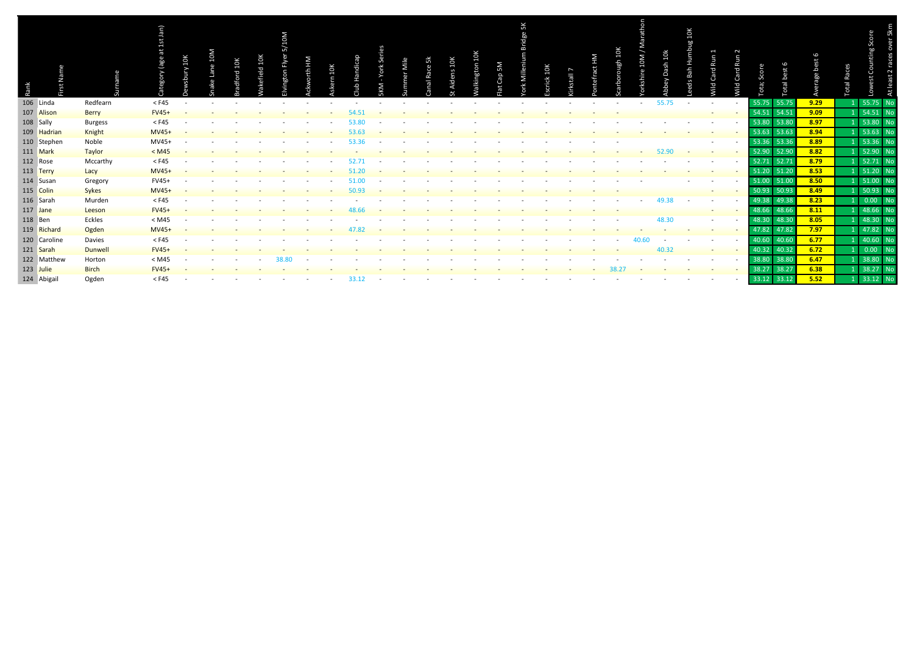| Rank | First Name | Surname | Category (age at 1st Jan) | Dewsbury 10K | Snake Lane 10M | Bradford 10K | Wakefield 10K | Elvington Flyer 5/10M | Ackworth HM | Askern 10K | Club Handicap | 5KM - York Series | Summer Mile | Canal Race 5k | St Aidens 10K | Walkington 10K | Flat Cap 5M | York Millenium Bridge 5K | Escrick 10K | Kirkstall 7 | Pontefract HM | Scarborough 10K | Yorkshire 10M / Marathon | Abbey Dash 10K | Leeds Bah Humbug 10K | Wild Card Run 1 | Wild Card Run 2 | Total Score | Total best 6 | Average best 6 | Total Races | Lowest Counting Score | At least 2 races over 5km |
|---|---|---|---|---|---|---|---|---|---|---|---|---|---|---|---|---|---|---|---|---|---|---|---|---|---|---|---|---|---|---|---|---|---|
| 106 | Linda | Redfearn | < F45 | - | - | - | - | - | - | - | - | - | - | - | - | - | - | - | - | - | - | - | - | 55.75 | - | - | - | 55.75 | 55.75 | 9.29 | 1 | 55.75 | No |
| 107 | Alison | Berry | FV45+ | - | - | - | - | - | - | - | 54.51 | - | - | - | - | - | - | - | - | - | - | - | - | - | - | - | - | 54.51 | 54.51 | 9.09 | 1 | 54.51 | No |
| 108 | Sally | Burgess | < F45 | - | - | - | - | - | - | - | 53.80 | - | - | - | - | - | - | - | - | - | - | - | - | - | - | - | - | 53.80 | 53.80 | 8.97 | 1 | 53.80 | No |
| 109 | Hadrian | Knight | MV45+ | - | - | - | - | - | - | - | 53.63 | - | - | - | - | - | - | - | - | - | - | - | - | - | - | - | - | 53.63 | 53.63 | 8.94 | 1 | 53.63 | No |
| 110 | Stephen | Noble | MV45+ | - | - | - | - | - | - | - | 53.36 | - | - | - | - | - | - | - | - | - | - | - | - | - | - | - | - | 53.36 | 53.36 | 8.89 | 1 | 53.36 | No |
| 111 | Mark | Taylor | < M45 | - | - | - | - | - | - | - | - | - | - | - | - | - | - | - | - | - | - | - | - | 52.90 | - | - | - | 52.90 | 52.90 | 8.82 | 1 | 52.90 | No |
| 112 | Rose | Mccarthy | < F45 | - | - | - | - | - | - | - | 52.71 | - | - | - | - | - | - | - | - | - | - | - | - | - | - | - | - | 52.71 | 52.71 | 8.79 | 1 | 52.71 | No |
| 113 | Terry | Lacy | MV45+ | - | - | - | - | - | - | - | 51.20 | - | - | - | - | - | - | - | - | - | - | - | - | - | - | - | - | 51.20 | 51.20 | 8.53 | 1 | 51.20 | No |
| 114 | Susan | Gregory | FV45+ | - | - | - | - | - | - | - | 51.00 | - | - | - | - | - | - | - | - | - | - | - | - | - | - | - | - | 51.00 | 51.00 | 8.50 | 1 | 51.00 | No |
| 115 | Colin | Sykes | MV45+ | - | - | - | - | - | - | - | 50.93 | - | - | - | - | - | - | - | - | - | - | - | - | - | - | - | - | 50.93 | 50.93 | 8.49 | 1 | 50.93 | No |
| 116 | Sarah | Murden | < F45 | - | - | - | - | - | - | - | - | - | - | - | - | - | - | - | - | - | - | - | - | 49.38 | - | - | - | 49.38 | 49.38 | 8.23 | 1 | 0.00 | No |
| 117 | Jane | Leeson | FV45+ | - | - | - | - | - | - | - | 48.66 | - | - | - | - | - | - | - | - | - | - | - | - | - | - | - | - | 48.66 | 48.66 | 8.11 | 1 | 48.66 | No |
| 118 | Ben | Eckles | < M45 | - | - | - | - | - | - | - | - | - | - | - | - | - | - | - | - | - | - | - | - | 48.30 | - | - | - | 48.30 | 48.30 | 8.05 | 1 | 48.30 | No |
| 119 | Richard | Ogden | MV45+ | - | - | - | - | - | - | - | 47.82 | - | - | - | - | - | - | - | - | - | - | - | - | - | - | - | - | 47.82 | 47.82 | 7.97 | 1 | 47.82 | No |
| 120 | Caroline | Davies | < F45 | - | - | - | - | - | - | - | - | - | - | - | - | - | - | - | - | - | - | - | 40.60 | - | - | - | - | 40.60 | 40.60 | 6.77 | 1 | 40.60 | No |
| 121 | Sarah | Dunwell | FV45+ | - | - | - | - | - | - | - | - | - | - | - | - | - | - | - | - | - | - | - | - | 40.32 | - | - | - | 40.32 | 40.32 | 6.72 | 1 | 0.00 | No |
| 122 | Matthew | Horton | < M45 | - | - | - | - | 38.80 | - | - | - | - | - | - | - | - | - | - | - | - | - | - | - | - | - | - | - | 38.80 | 38.80 | 6.47 | 1 | 38.80 | No |
| 123 | Julie | Birch | FV45+ | - | - | - | - | - | - | - | - | - | - | - | - | - | - | - | - | - | - | 38.27 | - | - | - | - | - | 38.27 | 38.27 | 6.38 | 1 | 38.27 | No |
| 124 | Abigail | Ogden | < F45 | - | - | - | - | - | - | - | 33.12 | - | - | - | - | - | - | - | - | - | - | - | - | - | - | - | - | 33.12 | 33.12 | 5.52 | 1 | 33.12 | No |